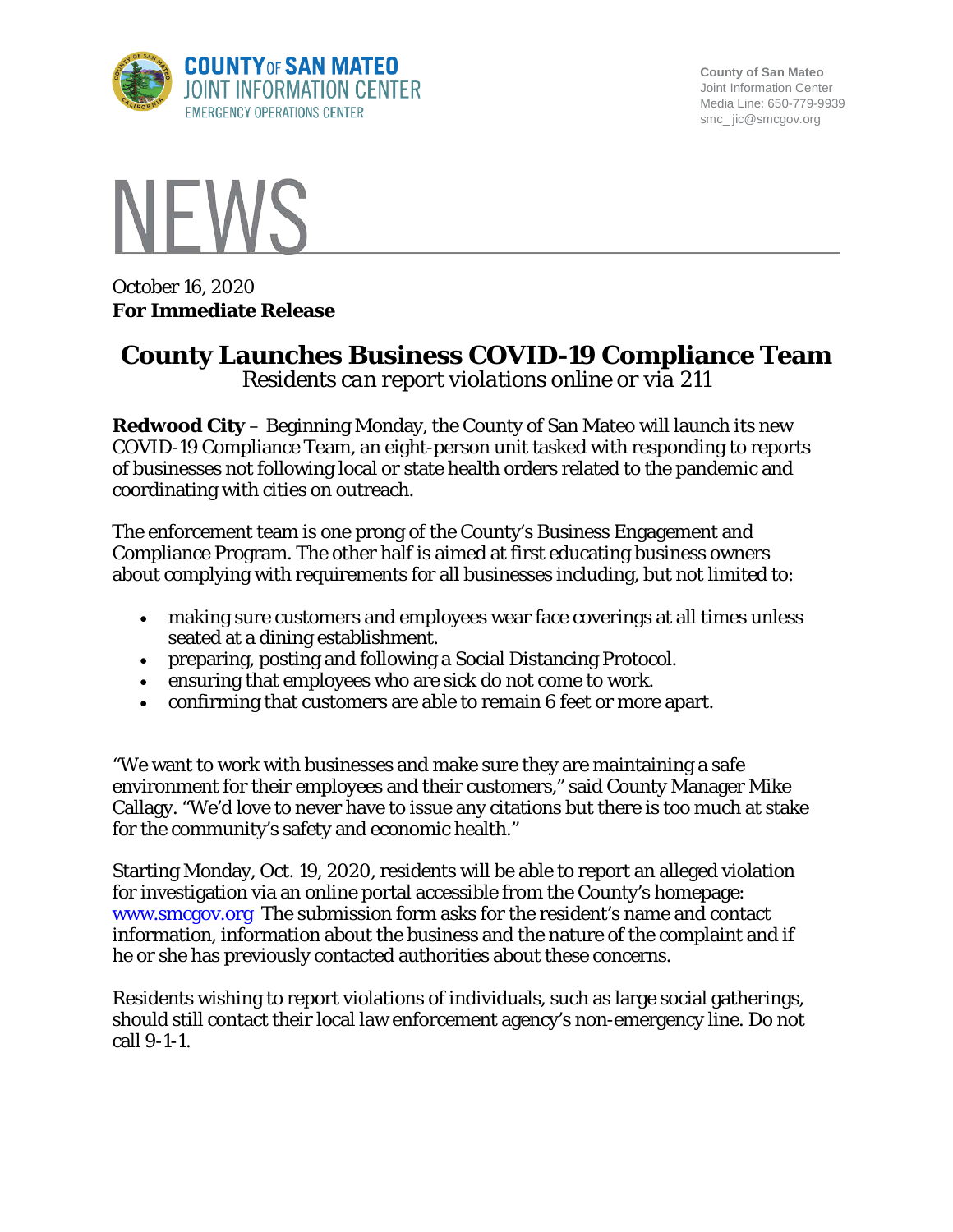COUNTY OF SAN MATEO
JOINT INFORMATION CENTER
EMERGENCY OPERATIONS CENTER

County of San Mateo
Joint Information Center
Media Line: 650-779-9939
smc_jic@smcgov.org

# NEWS

October 16, 2020
**For Immediate Release**

## County Launches Business COVID-19 Compliance Team

*Residents can report violations online or via 211*

**Redwood City** – Beginning Monday, the County of San Mateo will launch its new COVID-19 Compliance Team, an eight-person unit tasked with responding to reports of businesses not following local or state health orders related to the pandemic and coordinating with cities on outreach.

The enforcement team is one prong of the County's Business Engagement and Compliance Program. The other half is aimed at first educating business owners about complying with requirements for all businesses including, but not limited to:

- making sure customers and employees wear face coverings at all times unless seated at a dining establishment.
- preparing, posting and following a Social Distancing Protocol.
- ensuring that employees who are sick do not come to work.
- confirming that customers are able to remain 6 feet or more apart.

"We want to work with businesses and make sure they are maintaining a safe environment for their employees and their customers," said County Manager Mike Callagy. "We'd love to never have to issue any citations but there is too much at stake for the community's safety and economic health."

Starting Monday, Oct. 19, 2020, residents will be able to report an alleged violation for investigation via an online portal accessible from the County's homepage: www.smcgov.org The submission form asks for the resident's name and contact information, information about the business and the nature of the complaint and if he or she has previously contacted authorities about these concerns.

Residents wishing to report violations of individuals, such as large social gatherings, should still contact their local law enforcement agency's non-emergency line. Do not call 9-1-1.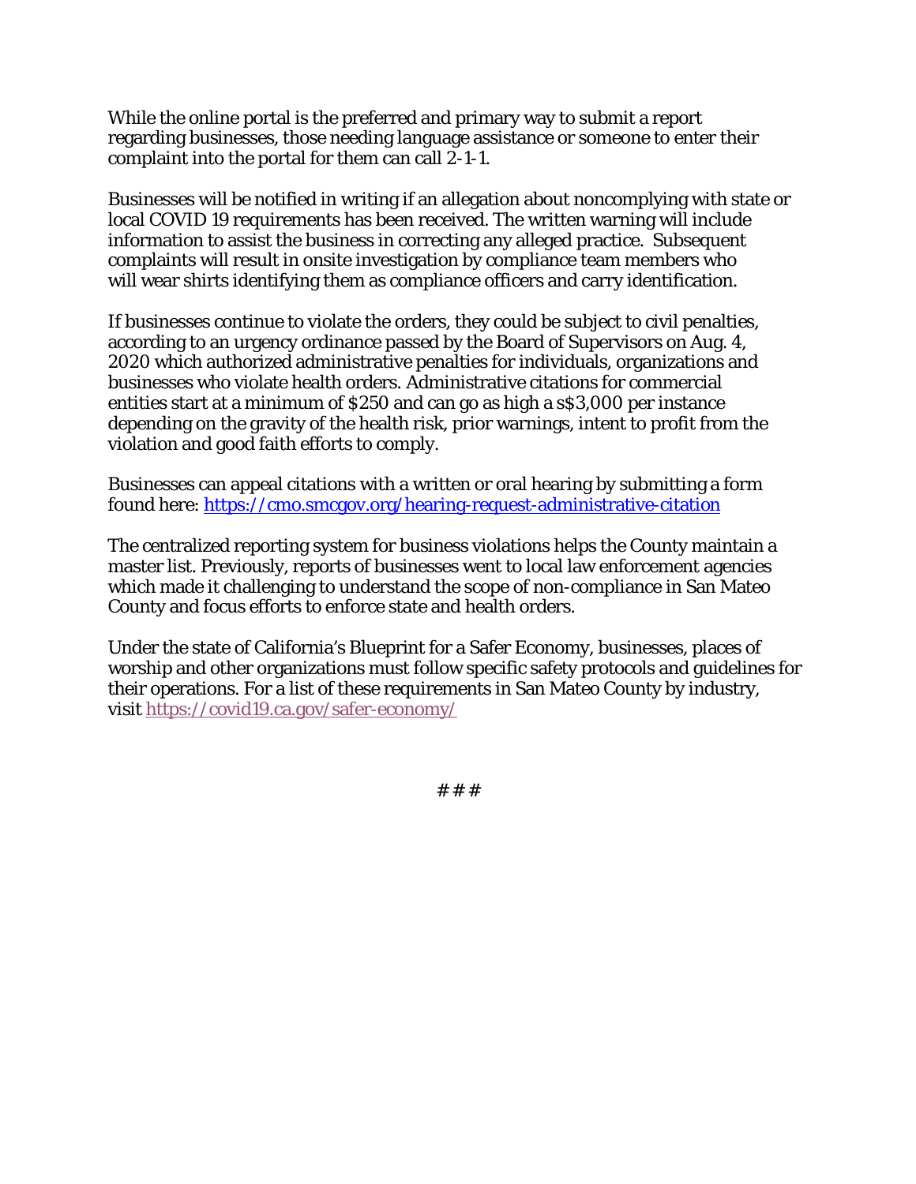While the online portal is the preferred and primary way to submit a report regarding businesses, those needing language assistance or someone to enter their complaint into the portal for them can call 2-1-1.

Businesses will be notified in writing if an allegation about noncomplying with state or local COVID 19 requirements has been received. The written warning will include information to assist the business in correcting any alleged practice. Subsequent complaints will result in onsite investigation by compliance team members who will wear shirts identifying them as compliance officers and carry identification.

If businesses continue to violate the orders, they could be subject to civil penalties, according to an urgency ordinance passed by the Board of Supervisors on Aug. 4, 2020 which authorized administrative penalties for individuals, organizations and businesses who violate health orders. Administrative citations for commercial entities start at a minimum of $250 and can go as high a s$3,000 per instance depending on the gravity of the health risk, prior warnings, intent to profit from the violation and good faith efforts to comply.

Businesses can appeal citations with a written or oral hearing by submitting a form found here: https://cmo.smcgov.org/hearing-request-administrative-citation

The centralized reporting system for business violations helps the County maintain a master list. Previously, reports of businesses went to local law enforcement agencies which made it challenging to understand the scope of non-compliance in San Mateo County and focus efforts to enforce state and health orders.

Under the state of California's Blueprint for a Safer Economy, businesses, places of worship and other organizations must follow specific safety protocols and guidelines for their operations. For a list of these requirements in San Mateo County by industry, visit https://covid19.ca.gov/safer-economy/

# # #